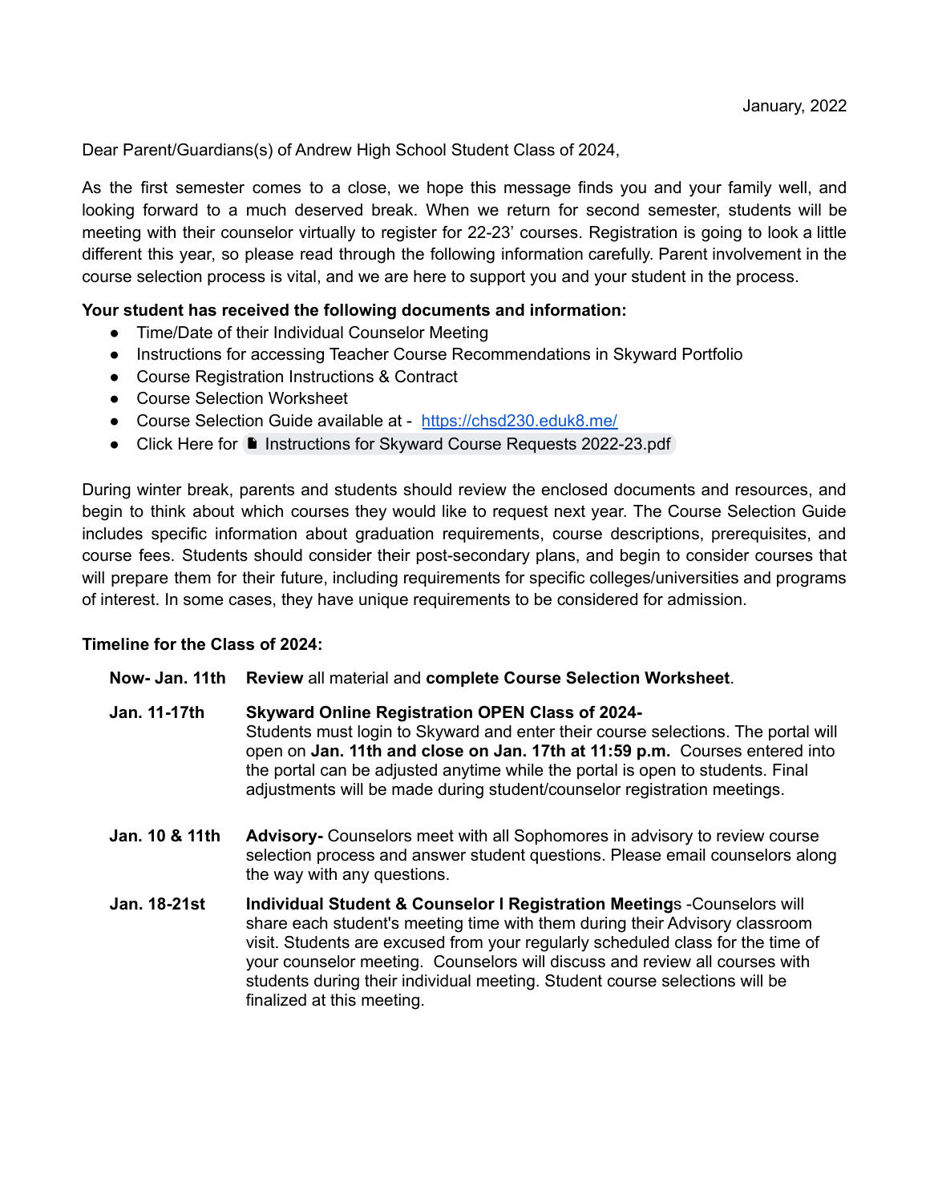January, 2022

Dear Parent/Guardians(s) of Andrew High School Student Class of 2024,

As the first semester comes to a close, we hope this message finds you and your family well, and looking forward to a much deserved break. When we return for second semester, students will be meeting with their counselor virtually to register for 22-23' courses. Registration is going to look a little different this year, so please read through the following information carefully. Parent involvement in the course selection process is vital, and we are here to support you and your student in the process.

**Your student has received the following documents and information:**

- Time/Date of their Individual Counselor Meeting
- Instructions for accessing Teacher Course Recommendations in Skyward Portfolio
- Course Registration Instructions & Contract
- Course Selection Worksheet
- Course Selection Guide available at - [https://chsd230.eduk8.me/](https://chsd230.eduk8.me/)
- Click Here for Instructions for Skyward Course Requests 2022-23.pdf

During winter break, parents and students should review the enclosed documents and resources, and begin to think about which courses they would like to request next year. The Course Selection Guide includes specific information about graduation requirements, course descriptions, prerequisites, and course fees. Students should consider their post-secondary plans, and begin to consider courses that will prepare them for their future, including requirements for specific colleges/universities and programs of interest. In some cases, they have unique requirements to be considered for admission.

**Timeline for the Class of 2024:**

**Now- Jan. 11th** — **Review** all material and **complete Course Selection Worksheet**.

**Jan. 11-17th** — **Skyward Online Registration OPEN Class of 2024-**
Students must login to Skyward and enter their course selections. The portal will open on **Jan. 11th and close on Jan. 17th at 11:59 p.m.** Courses entered into the portal can be adjusted anytime while the portal is open to students. Final adjustments will be made during student/counselor registration meetings.

**Jan. 10 & 11th** — **Advisory-** Counselors meet with all Sophomores in advisory to review course selection process and answer student questions. Please email counselors along the way with any questions.

**Jan. 18-21st** — **Individual Student & Counselor I Registration Meeting**s -Counselors will share each student's meeting time with them during their Advisory classroom visit. Students are excused from your regularly scheduled class for the time of your counselor meeting. Counselors will discuss and review all courses with students during their individual meeting. Student course selections will be finalized at this meeting.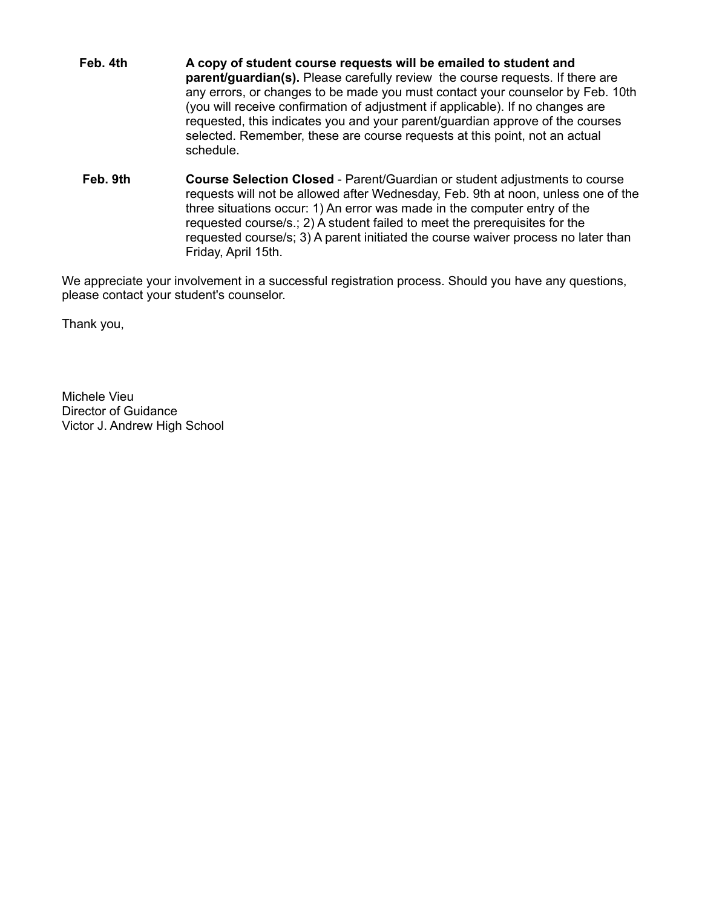**Feb. 4th** **A copy of student course requests will be emailed to student and parent/guardian(s).** Please carefully review the course requests. If there are any errors, or changes to be made you must contact your counselor by Feb. 10th (you will receive confirmation of adjustment if applicable). If no changes are requested, this indicates you and your parent/guardian approve of the courses selected. Remember, these are course requests at this point, not an actual schedule.

**Feb. 9th** **Course Selection Closed** - Parent/Guardian or student adjustments to course requests will not be allowed after Wednesday, Feb. 9th at noon, unless one of the three situations occur: 1) An error was made in the computer entry of the requested course/s.; 2) A student failed to meet the prerequisites for the requested course/s; 3) A parent initiated the course waiver process no later than Friday, April 15th.

We appreciate your involvement in a successful registration process. Should you have any questions, please contact your student's counselor.

Thank you,

Michele Vieu
Director of Guidance
Victor J. Andrew High School